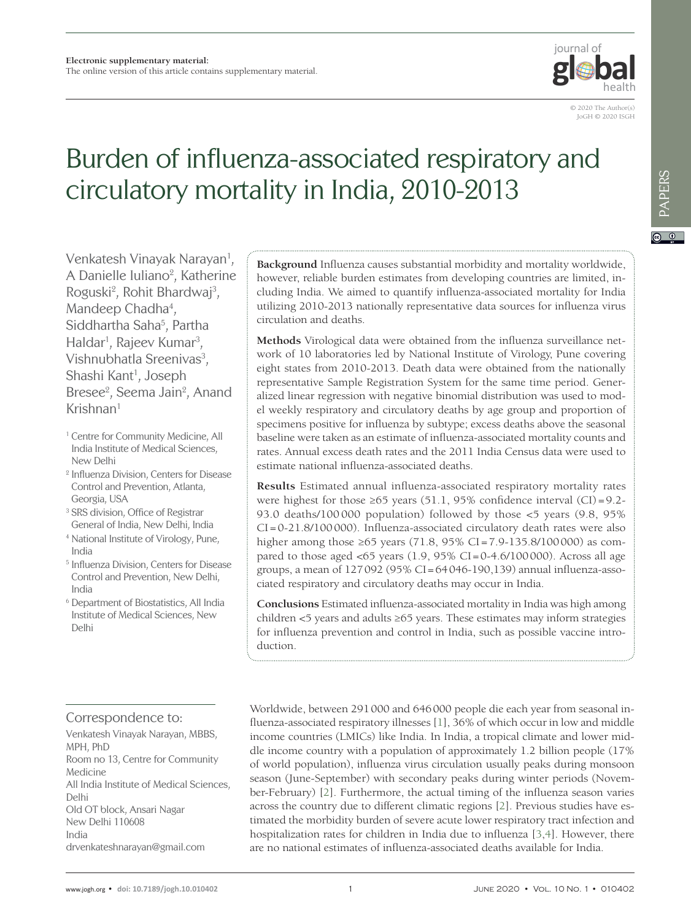Electronic supplementary material:
The online version of this article contains supplementary material.

© 2020 The Author(s)
JoGH © 2020 ISGH

# Burden of influenza-associated respiratory and circulatory mortality in India, 2010-2013

Venkatesh Vinayak Narayan[1], A Danielle Iuliano[2], Katherine Roguski[2], Rohit Bhardwaj[3], Mandeep Chadha[4], Siddhartha Saha[5], Partha Haldar[1], Rajeev Kumar[3], Vishnubhatla Sreenivas[3], Shashi Kant[1], Joseph Bresee[2], Seema Jain[2], Anand Krishnan[1]

[1] Centre for Community Medicine, All India Institute of Medical Sciences, New Delhi
[2] Influenza Division, Centers for Disease Control and Prevention, Atlanta, Georgia, USA
[3] SRS division, Office of Registrar General of India, New Delhi, India
[4] National Institute of Virology, Pune, India
[5] Influenza Division, Centers for Disease Control and Prevention, New Delhi, India
[6] Department of Biostatistics, All India Institute of Medical Sciences, New Delhi

**Background** Influenza causes substantial morbidity and mortality worldwide, however, reliable burden estimates from developing countries are limited, including India. We aimed to quantify influenza-associated mortality for India utilizing 2010-2013 nationally representative data sources for influenza virus circulation and deaths.

**Methods** Virological data were obtained from the influenza surveillance network of 10 laboratories led by National Institute of Virology, Pune covering eight states from 2010-2013. Death data were obtained from the nationally representative Sample Registration System for the same time period. Generalized linear regression with negative binomial distribution was used to model weekly respiratory and circulatory deaths by age group and proportion of specimens positive for influenza by subtype; excess deaths above the seasonal baseline were taken as an estimate of influenza-associated mortality counts and rates. Annual excess death rates and the 2011 India Census data were used to estimate national influenza-associated deaths.

**Results** Estimated annual influenza-associated respiratory mortality rates were highest for those ≥65 years (51.1, 95% confidence interval (CI) = 9.2-93.0 deaths/100 000 population) followed by those <5 years (9.8, 95% CI = 0-21.8/100 000). Influenza-associated circulatory death rates were also higher among those ≥65 years (71.8, 95% CI = 7.9-135.8/100 000) as compared to those aged <65 years (1.9, 95% CI = 0-4.6/100 000). Across all age groups, a mean of 127 092 (95% CI = 64 046-190,139) annual influenza-associated respiratory and circulatory deaths may occur in India.

**Conclusions** Estimated influenza-associated mortality in India was high among children <5 years and adults ≥65 years. These estimates may inform strategies for influenza prevention and control in India, such as possible vaccine introduction.

Correspondence to:
Venkatesh Vinayak Narayan, MBBS, MPH, PhD
Room no 13, Centre for Community Medicine
All India Institute of Medical Sciences, Delhi
Old OT block, Ansari Nagar
New Delhi 110608
India
drvenkateshnarayan@gmail.com

Worldwide, between 291 000 and 646 000 people die each year from seasonal influenza-associated respiratory illnesses [1], 36% of which occur in low and middle income countries (LMICs) like India. In India, a tropical climate and lower middle income country with a population of approximately 1.2 billion people (17% of world population), influenza virus circulation usually peaks during monsoon season (June-September) with secondary peaks during winter periods (November-February) [2]. Furthermore, the actual timing of the influenza season varies across the country due to different climatic regions [2]. Previous studies have estimated the morbidity burden of severe acute lower respiratory tract infection and hospitalization rates for children in India due to influenza [3,4]. However, there are no national estimates of influenza-associated deaths available for India.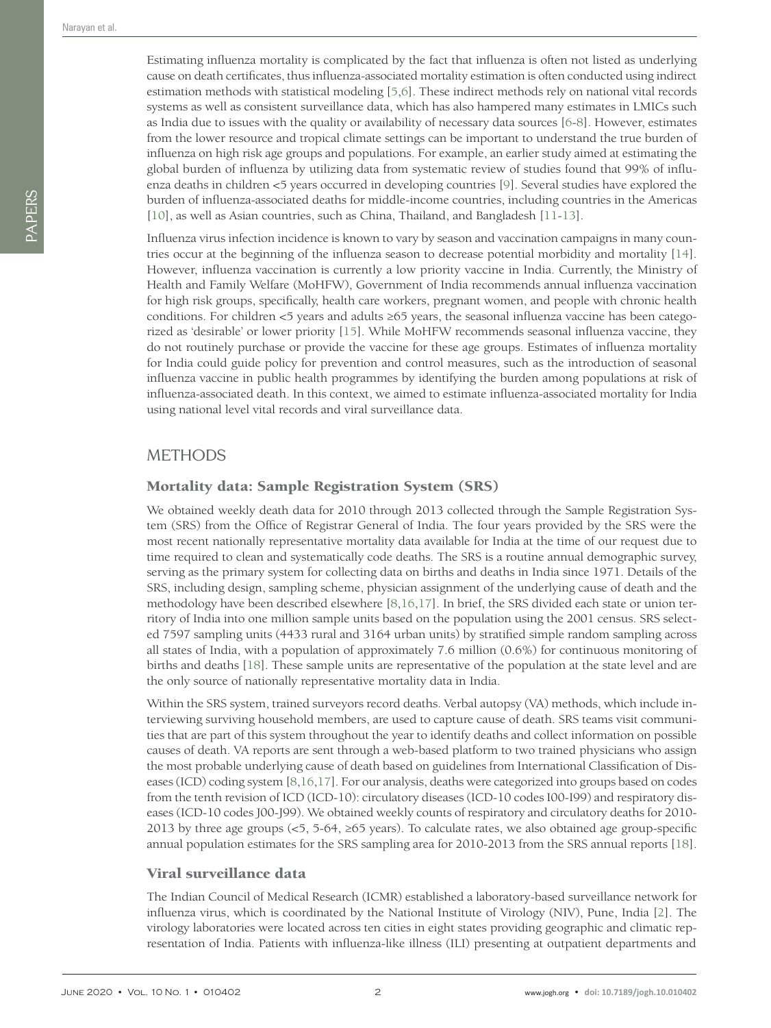Estimating influenza mortality is complicated by the fact that influenza is often not listed as underlying cause on death certificates, thus influenza-associated mortality estimation is often conducted using indirect estimation methods with statistical modeling [5,6]. These indirect methods rely on national vital records systems as well as consistent surveillance data, which has also hampered many estimates in LMICs such as India due to issues with the quality or availability of necessary data sources [6-8]. However, estimates from the lower resource and tropical climate settings can be important to understand the true burden of influenza on high risk age groups and populations. For example, an earlier study aimed at estimating the global burden of influenza by utilizing data from systematic review of studies found that 99% of influenza deaths in children <5 years occurred in developing countries [9]. Several studies have explored the burden of influenza-associated deaths for middle-income countries, including countries in the Americas [10], as well as Asian countries, such as China, Thailand, and Bangladesh [11-13].

Influenza virus infection incidence is known to vary by season and vaccination campaigns in many countries occur at the beginning of the influenza season to decrease potential morbidity and mortality [14]. However, influenza vaccination is currently a low priority vaccine in India. Currently, the Ministry of Health and Family Welfare (MoHFW), Government of India recommends annual influenza vaccination for high risk groups, specifically, health care workers, pregnant women, and people with chronic health conditions. For children <5 years and adults ≥65 years, the seasonal influenza vaccine has been categorized as 'desirable' or lower priority [15]. While MoHFW recommends seasonal influenza vaccine, they do not routinely purchase or provide the vaccine for these age groups. Estimates of influenza mortality for India could guide policy for prevention and control measures, such as the introduction of seasonal influenza vaccine in public health programmes by identifying the burden among populations at risk of influenza-associated death. In this context, we aimed to estimate influenza-associated mortality for India using national level vital records and viral surveillance data.

## METHODS

### Mortality data: Sample Registration System (SRS)

We obtained weekly death data for 2010 through 2013 collected through the Sample Registration System (SRS) from the Office of Registrar General of India. The four years provided by the SRS were the most recent nationally representative mortality data available for India at the time of our request due to time required to clean and systematically code deaths. The SRS is a routine annual demographic survey, serving as the primary system for collecting data on births and deaths in India since 1971. Details of the SRS, including design, sampling scheme, physician assignment of the underlying cause of death and the methodology have been described elsewhere [8,16,17]. In brief, the SRS divided each state or union territory of India into one million sample units based on the population using the 2001 census. SRS selected 7597 sampling units (4433 rural and 3164 urban units) by stratified simple random sampling across all states of India, with a population of approximately 7.6 million (0.6%) for continuous monitoring of births and deaths [18]. These sample units are representative of the population at the state level and are the only source of nationally representative mortality data in India.

Within the SRS system, trained surveyors record deaths. Verbal autopsy (VA) methods, which include interviewing surviving household members, are used to capture cause of death. SRS teams visit communities that are part of this system throughout the year to identify deaths and collect information on possible causes of death. VA reports are sent through a web-based platform to two trained physicians who assign the most probable underlying cause of death based on guidelines from International Classification of Diseases (ICD) coding system [8,16,17]. For our analysis, deaths were categorized into groups based on codes from the tenth revision of ICD (ICD-10): circulatory diseases (ICD-10 codes I00-I99) and respiratory diseases (ICD-10 codes J00-J99). We obtained weekly counts of respiratory and circulatory deaths for 2010-2013 by three age groups (<5, 5-64, ≥65 years). To calculate rates, we also obtained age group-specific annual population estimates for the SRS sampling area for 2010-2013 from the SRS annual reports [18].

### Viral surveillance data

The Indian Council of Medical Research (ICMR) established a laboratory-based surveillance network for influenza virus, which is coordinated by the National Institute of Virology (NIV), Pune, India [2]. The virology laboratories were located across ten cities in eight states providing geographic and climatic representation of India. Patients with influenza-like illness (ILI) presenting at outpatient departments and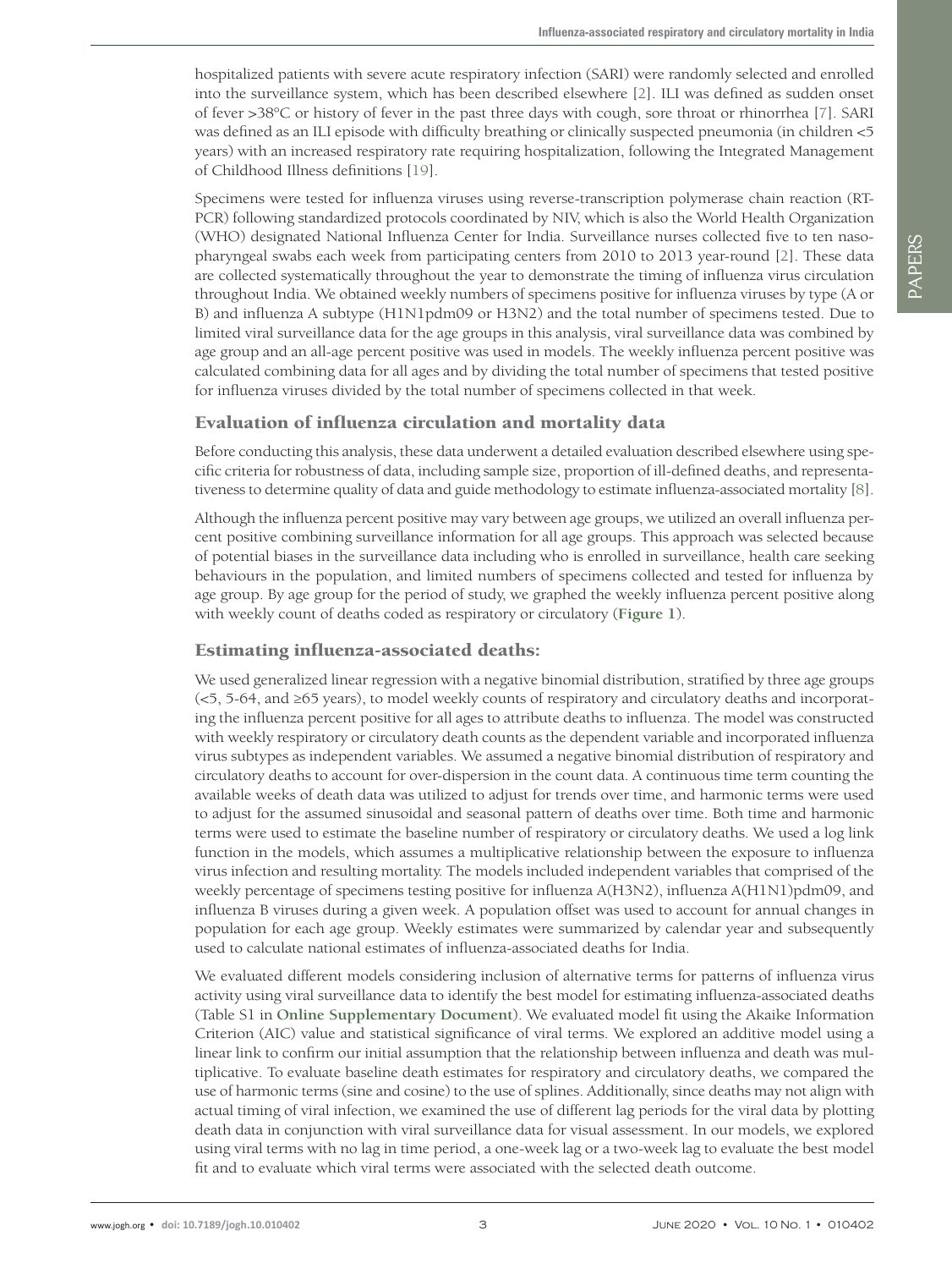hospitalized patients with severe acute respiratory infection (SARI) were randomly selected and enrolled into the surveillance system, which has been described elsewhere [2]. ILI was defined as sudden onset of fever >38°C or history of fever in the past three days with cough, sore throat or rhinorrhea [7]. SARI was defined as an ILI episode with difficulty breathing or clinically suspected pneumonia (in children <5 years) with an increased respiratory rate requiring hospitalization, following the Integrated Management of Childhood Illness definitions [19].

Specimens were tested for influenza viruses using reverse-transcription polymerase chain reaction (RT-PCR) following standardized protocols coordinated by NIV, which is also the World Health Organization (WHO) designated National Influenza Center for India. Surveillance nurses collected five to ten naso-pharyngeal swabs each week from participating centers from 2010 to 2013 year-round [2]. These data are collected systematically throughout the year to demonstrate the timing of influenza virus circulation throughout India. We obtained weekly numbers of specimens positive for influenza viruses by type (A or B) and influenza A subtype (H1N1pdm09 or H3N2) and the total number of specimens tested. Due to limited viral surveillance data for the age groups in this analysis, viral surveillance data was combined by age group and an all-age percent positive was used in models. The weekly influenza percent positive was calculated combining data for all ages and by dividing the total number of specimens that tested positive for influenza viruses divided by the total number of specimens collected in that week.

## Evaluation of influenza circulation and mortality data

Before conducting this analysis, these data underwent a detailed evaluation described elsewhere using specific criteria for robustness of data, including sample size, proportion of ill-defined deaths, and representativeness to determine quality of data and guide methodology to estimate influenza-associated mortality [8].

Although the influenza percent positive may vary between age groups, we utilized an overall influenza percent positive combining surveillance information for all age groups. This approach was selected because of potential biases in the surveillance data including who is enrolled in surveillance, health care seeking behaviours in the population, and limited numbers of specimens collected and tested for influenza by age group. By age group for the period of study, we graphed the weekly influenza percent positive along with weekly count of deaths coded as respiratory or circulatory (**Figure 1**).

## Estimating influenza-associated deaths:

We used generalized linear regression with a negative binomial distribution, stratified by three age groups (<5, 5-64, and ≥65 years), to model weekly counts of respiratory and circulatory deaths and incorporating the influenza percent positive for all ages to attribute deaths to influenza. The model was constructed with weekly respiratory or circulatory death counts as the dependent variable and incorporated influenza virus subtypes as independent variables. We assumed a negative binomial distribution of respiratory and circulatory deaths to account for over-dispersion in the count data. A continuous time term counting the available weeks of death data was utilized to adjust for trends over time, and harmonic terms were used to adjust for the assumed sinusoidal and seasonal pattern of deaths over time. Both time and harmonic terms were used to estimate the baseline number of respiratory or circulatory deaths. We used a log link function in the models, which assumes a multiplicative relationship between the exposure to influenza virus infection and resulting mortality. The models included independent variables that comprised of the weekly percentage of specimens testing positive for influenza A(H3N2), influenza A(H1N1)pdm09, and influenza B viruses during a given week. A population offset was used to account for annual changes in population for each age group. Weekly estimates were summarized by calendar year and subsequently used to calculate national estimates of influenza-associated deaths for India.

We evaluated different models considering inclusion of alternative terms for patterns of influenza virus activity using viral surveillance data to identify the best model for estimating influenza-associated deaths (Table S1 in **Online Supplementary Document**). We evaluated model fit using the Akaike Information Criterion (AIC) value and statistical significance of viral terms. We explored an additive model using a linear link to confirm our initial assumption that the relationship between influenza and death was multiplicative. To evaluate baseline death estimates for respiratory and circulatory deaths, we compared the use of harmonic terms (sine and cosine) to the use of splines. Additionally, since deaths may not align with actual timing of viral infection, we examined the use of different lag periods for the viral data by plotting death data in conjunction with viral surveillance data for visual assessment. In our models, we explored using viral terms with no lag in time period, a one-week lag or a two-week lag to evaluate the best model fit and to evaluate which viral terms were associated with the selected death outcome.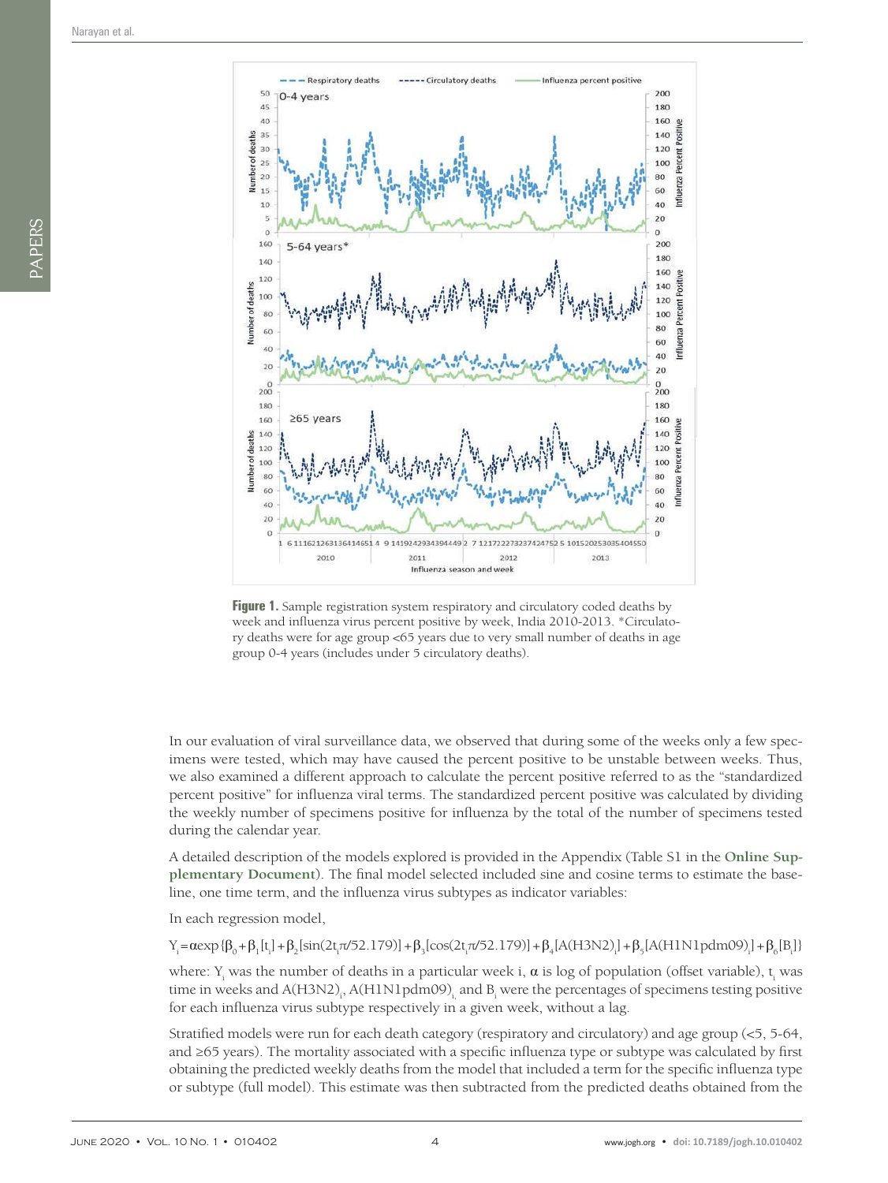**Figure 1.** Sample registration system respiratory and circulatory coded deaths by week and influenza virus percent positive by week, India 2010-2013. *Circulatory deaths were for age group <65 years due to very small number of deaths in age group 0-4 years (includes under 5 circulatory deaths).

In our evaluation of viral surveillance data, we observed that during some of the weeks only a few specimens were tested, which may have caused the percent positive to be unstable between weeks. Thus, we also examined a different approach to calculate the percent positive referred to as the "standardized percent positive" for influenza viral terms. The standardized percent positive was calculated by dividing the weekly number of specimens positive for influenza by the total of the number of specimens tested during the calendar year.

A detailed description of the models explored is provided in the Appendix (Table S1 in the **Online Supplementary Document**). The final model selected included sine and cosine terms to estimate the baseline, one time term, and the influenza virus subtypes as indicator variables:

In each regression model,

$$Y_i = \alpha \exp\{\beta_0 + \beta_1[t_i] + \beta_2[\sin(2t_i\pi/52.179)] + \beta_3[\cos(2t_i\pi/52.179)] + \beta_4[A(H3N2)_i] + \beta_5[A(H1N1pdm09)_i] + \beta_6[B_i]\}$$

where: $Y_i$ was the number of deaths in a particular week i, $\alpha$ is log of population (offset variable), $t_i$ was time in weeks and $A(H3N2)_i$, $A(H1N1pdm09)_i$ and $B_i$ were the percentages of specimens testing positive for each influenza virus subtype respectively in a given week, without a lag.

Stratified models were run for each death category (respiratory and circulatory) and age group (<5, 5-64, and ≥65 years). The mortality associated with a specific influenza type or subtype was calculated by first obtaining the predicted weekly deaths from the model that included a term for the specific influenza type or subtype (full model). This estimate was then subtracted from the predicted deaths obtained from the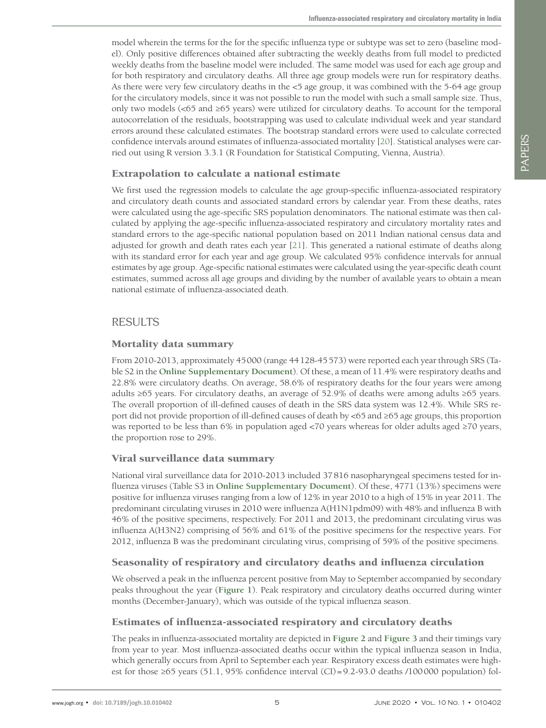model wherein the terms for the for the specific influenza type or subtype was set to zero (baseline model). Only positive differences obtained after subtracting the weekly deaths from full model to predicted weekly deaths from the baseline model were included. The same model was used for each age group and for both respiratory and circulatory deaths. All three age group models were run for respiratory deaths. As there were very few circulatory deaths in the <5 age group, it was combined with the 5-64 age group for the circulatory models, since it was not possible to run the model with such a small sample size. Thus, only two models (<65 and ≥65 years) were utilized for circulatory deaths. To account for the temporal autocorrelation of the residuals, bootstrapping was used to calculate individual week and year standard errors around these calculated estimates. The bootstrap standard errors were used to calculate corrected confidence intervals around estimates of influenza-associated mortality [20]. Statistical analyses were carried out using R version 3.3.1 (R Foundation for Statistical Computing, Vienna, Austria).

### Extrapolation to calculate a national estimate

We first used the regression models to calculate the age group-specific influenza-associated respiratory and circulatory death counts and associated standard errors by calendar year. From these deaths, rates were calculated using the age-specific SRS population denominators. The national estimate was then calculated by applying the age-specific influenza-associated respiratory and circulatory mortality rates and standard errors to the age-specific national population based on 2011 Indian national census data and adjusted for growth and death rates each year [21]. This generated a national estimate of deaths along with its standard error for each year and age group. We calculated 95% confidence intervals for annual estimates by age group. Age-specific national estimates were calculated using the year-specific death count estimates, summed across all age groups and dividing by the number of available years to obtain a mean national estimate of influenza-associated death.

## RESULTS

### Mortality data summary

From 2010-2013, approximately 45000 (range 44128-45573) were reported each year through SRS (Table S2 in the **Online Supplementary Document**). Of these, a mean of 11.4% were respiratory deaths and 22.8% were circulatory deaths. On average, 58.6% of respiratory deaths for the four years were among adults ≥65 years. For circulatory deaths, an average of 52.9% of deaths were among adults ≥65 years. The overall proportion of ill-defined causes of death in the SRS data system was 12.4%. While SRS report did not provide proportion of ill-defined causes of death by <65 and ≥65 age groups, this proportion was reported to be less than 6% in population aged <70 years whereas for older adults aged ≥70 years, the proportion rose to 29%.

### Viral surveillance data summary

National viral surveillance data for 2010-2013 included 37816 nasopharyngeal specimens tested for influenza viruses (Table S3 in **Online Supplementary Document**). Of these, 4771 (13%) specimens were positive for influenza viruses ranging from a low of 12% in year 2010 to a high of 15% in year 2011. The predominant circulating viruses in 2010 were influenza A(H1N1pdm09) with 48% and influenza B with 46% of the positive specimens, respectively. For 2011 and 2013, the predominant circulating virus was influenza A(H3N2) comprising of 56% and 61% of the positive specimens for the respective years. For 2012, influenza B was the predominant circulating virus, comprising of 59% of the positive specimens.

### Seasonality of respiratory and circulatory deaths and influenza circulation

We observed a peak in the influenza percent positive from May to September accompanied by secondary peaks throughout the year (**Figure 1**). Peak respiratory and circulatory deaths occurred during winter months (December-January), which was outside of the typical influenza season.

### Estimates of influenza-associated respiratory and circulatory deaths

The peaks in influenza-associated mortality are depicted in **Figure 2** and **Figure 3** and their timings vary from year to year. Most influenza-associated deaths occur within the typical influenza season in India, which generally occurs from April to September each year. Respiratory excess death estimates were highest for those ≥65 years (51.1, 95% confidence interval (CI) = 9.2-93.0 deaths /100000 population) fol-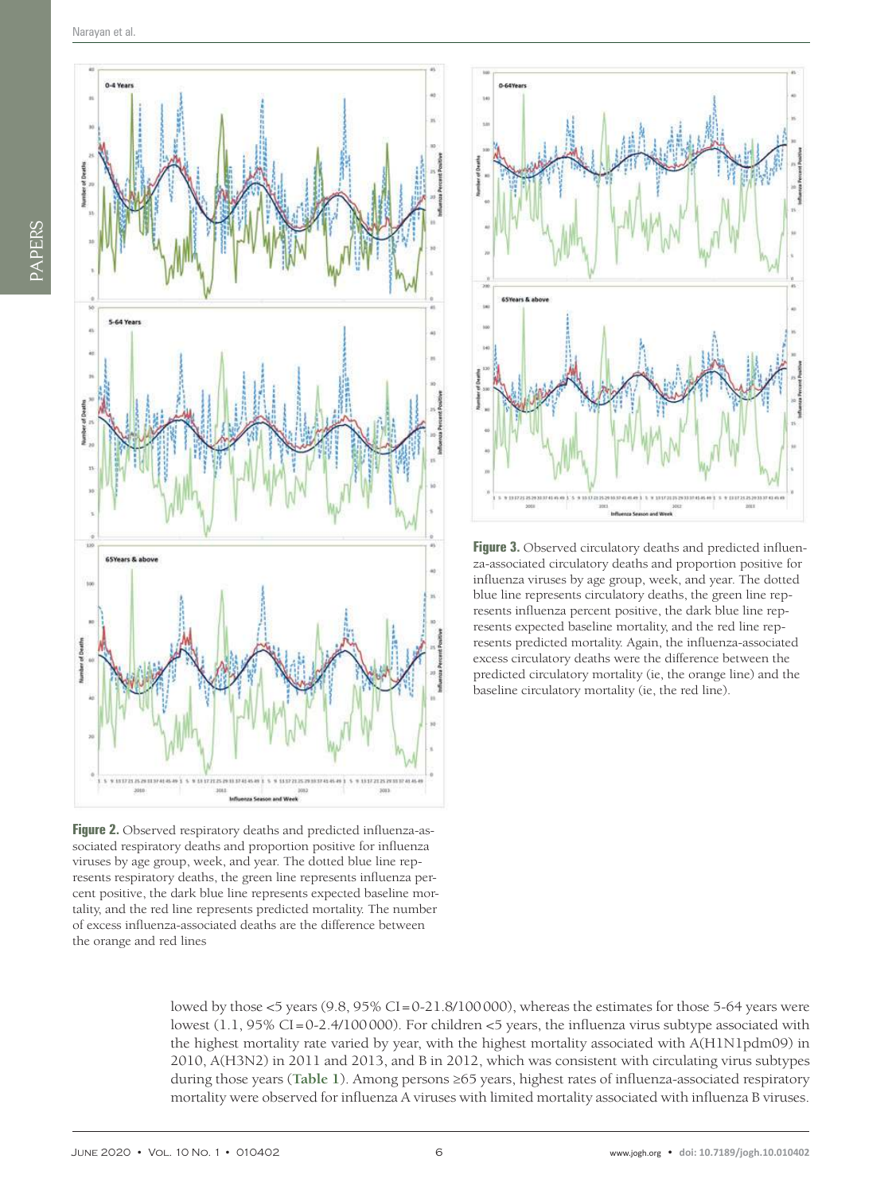**Figure 2.** Observed respiratory deaths and predicted influenza-associated respiratory deaths and proportion positive for influenza viruses by age group, week, and year. The dotted blue line represents respiratory deaths, the green line represents influenza percent positive, the dark blue line represents expected baseline mortality, and the red line represents predicted mortality. The number of excess influenza-associated deaths are the difference between the orange and red lines

**Figure 3.** Observed circulatory deaths and predicted influenza-associated circulatory deaths and proportion positive for influenza viruses by age group, week, and year. The dotted blue line represents circulatory deaths, the green line represents influenza percent positive, the dark blue line represents expected baseline mortality, and the red line represents predicted mortality. Again, the influenza-associated excess circulatory deaths were the difference between the predicted circulatory mortality (ie, the orange line) and the baseline circulatory mortality (ie, the red line).

lowed by those <5 years (9.8, 95% CI = 0-21.8/100 000), whereas the estimates for those 5-64 years were lowest (1.1, 95% CI = 0-2.4/100 000). For children <5 years, the influenza virus subtype associated with the highest mortality rate varied by year, with the highest mortality associated with A(H1N1pdm09) in 2010, A(H3N2) in 2011 and 2013, and B in 2012, which was consistent with circulating virus subtypes during those years (**Table 1**). Among persons ≥65 years, highest rates of influenza-associated respiratory mortality were observed for influenza A viruses with limited mortality associated with influenza B viruses.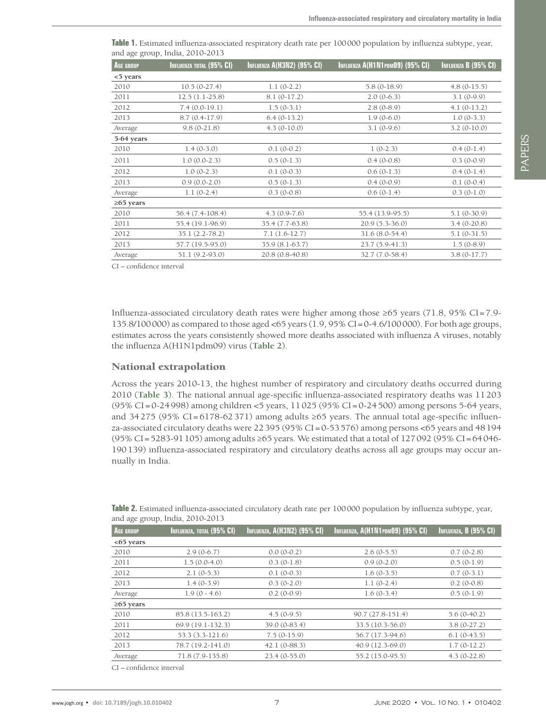**Table 1.** Estimated influenza-associated respiratory death rate per 100 000 population by influenza subtype, year, and age group, India, 2010-2013

| Age group | Influenza total (95% CI) | Influenza A(H3N2) (95% CI) | Influenza A(H1N1pdm09) (95% CI) | Influenza B (95% CI) |
|---|---|---|---|---|
| **<5 years** | | | | |
| 2010 | 10.5 (0-27.4) | 1.1 (0-2.2) | 5.8 (0-18.9) | 4.8 (0-15.5) |
| 2011 | 12.5 (1.1-25.8) | 8.1 (0-17.2) | 2.0 (0-6.3) | 3.1 (0-9.9) |
| 2012 | 7.4 (0.0-19.1) | 1.5 (0-3.1) | 2.8 (0-8.9) | 4.1 (0-13.2) |
| 2013 | 8.7 (0.4-17.9) | 6.4 (0-13.2) | 1.9 (0-6.0) | 1.0 (0-3.3) |
| Average | 9.8 (0-21.8) | 4.3 (0-10.0) | 3.1 (0-9.6) | 3.2 (0-10.0) |
| **5-64 years** | | | | |
| 2010 | 1.4 (0-3.0) | 0.1 (0-0.2) | 1 (0-2.3) | 0.4 (0-1.4) |
| 2011 | 1.0 (0.0-2.3) | 0.5 (0-1.3) | 0.4 (0-0.8) | 0.3 (0-0.9) |
| 2012 | 1.0 (0-2.3) | 0.1 (0-0.3) | 0.6 (0-1.3) | 0.4 (0-1.4) |
| 2013 | 0.9 (0.0-2.0) | 0.5 (0-1.3) | 0.4 (0-0.9) | 0.1 (0-0.4) |
| Average | 1.1 (0-2.4) | 0.3 (0-0.8) | 0.6 (0-1.4) | 0.3 (0-1.0) |
| **≥65 years** | | | | |
| 2010 | 56.4 (7.4-108.4) | 4.3 (0.9-7.6) | 55.4 (13.9-95.5) | 5.1 (0-30.9) |
| 2011 | 55.4 (19.1-96.9) | 35.4 (7.7-63.8) | 20.9 (5.3-36.0) | 3.4 (0-20.8) |
| 2012 | 35.1 (2.2-78.2) | 7.1 (1.6-12.7) | 31.6 (8.0-54.4) | 5.1 (0-31.5) |
| 2013 | 57.7 (19.5-95.0) | 35.9 (8.1-63.7) | 23.7 (5.9-41.3) | 1.5 (0-8.9) |
| Average | 51.1 (9.2-93.0) | 20.8 (0.8-40.8) | 32.7 (7.0-58.4) | 3.8 (0-17.7) |

CI – confidence interval

Influenza-associated circulatory death rates were higher among those ≥65 years (71.8, 95% CI = 7.9-135.8/100 000) as compared to those aged <65 years (1.9, 95% CI = 0-4.6/100 000). For both age groups, estimates across the years consistently showed more deaths associated with influenza A viruses, notably the influenza A(H1N1pdm09) virus (**Table 2**).

## National extrapolation

Across the years 2010-13, the highest number of respiratory and circulatory deaths occurred during 2010 (**Table 3**). The national annual age-specific influenza-associated respiratory deaths was 11 203 (95% CI = 0-24 998) among children <5 years, 11 025 (95% CI = 0-24 500) among persons 5-64 years, and 34 275 (95% CI = 6178-62 371) among adults ≥65 years. The annual total age-specific influenza-associated circulatory deaths were 22 395 (95% CI = 0-53 576) among persons <65 years and 48 194 (95% CI = 5283-91 105) among adults ≥65 years. We estimated that a total of 127 092 (95% CI = 64 046-190 139) influenza-associated respiratory and circulatory deaths across all age groups may occur annually in India.

**Table 2.** Estimated influenza-associated circulatory death rate per 100 000 population by influenza subtype, year, and age group, India, 2010-2013

| Age group | Influenza, total (95% CI) | Influenza, A(H3N2) (95% CI) | Influenza, A(H1N1pdm09) (95% CI) | Influenza, B (95% CI) |
|---|---|---|---|---|
| **<65 years** | | | | |
| 2010 | 2.9 (0-6.7) | 0.0 (0-0.2) | 2.6 (0-5.5) | 0.7 (0-2.8) |
| 2011 | 1.5 (0.0-4.0) | 0.3 (0-1.8) | 0.9 (0-2.0) | 0.5 (0-1.9) |
| 2012 | 2.1 (0-5.3) | 0.1 (0-0.3) | 1.6 (0-3.5) | 0.7 (0-3.1) |
| 2013 | 1.4 (0-3.9) | 0.3 (0-2.0) | 1.1 (0-2.4) | 0.2 (0-0.8) |
| Average | 1.9 (0 - 4.6) | 0.2 (0-0.9) | 1.6 (0-3.4) | 0.5 (0-1.9) |
| **≥65 years** | | | | |
| 2010 | 85.8 (13.5-163.2) | 4.5 (0-9.5) | 90.7 (27.8-151.4) | 5.6 (0-40.2) |
| 2011 | 69.9 (19.1-132.3) | 39.0 (0-83.4) | 33.5 (10.3-56.0) | 3.8 (0-27.2) |
| 2012 | 53.3 (3.3-121.6) | 7.5 (0-15.9) | 56.7 (17.3-94.6) | 6.1 (0-43.5) |
| 2013 | 78.7 (19.2-141.0) | 42.1 (0-88.3) | 40.9 (12.3-69.0) | 1.7 (0-12.2) |
| Average | 71.8 (7.9-135.8) | 23.4 (0-55.0) | 55.2 (15.0-95.5) | 4.3 (0-22.8) |

CI – confidence interval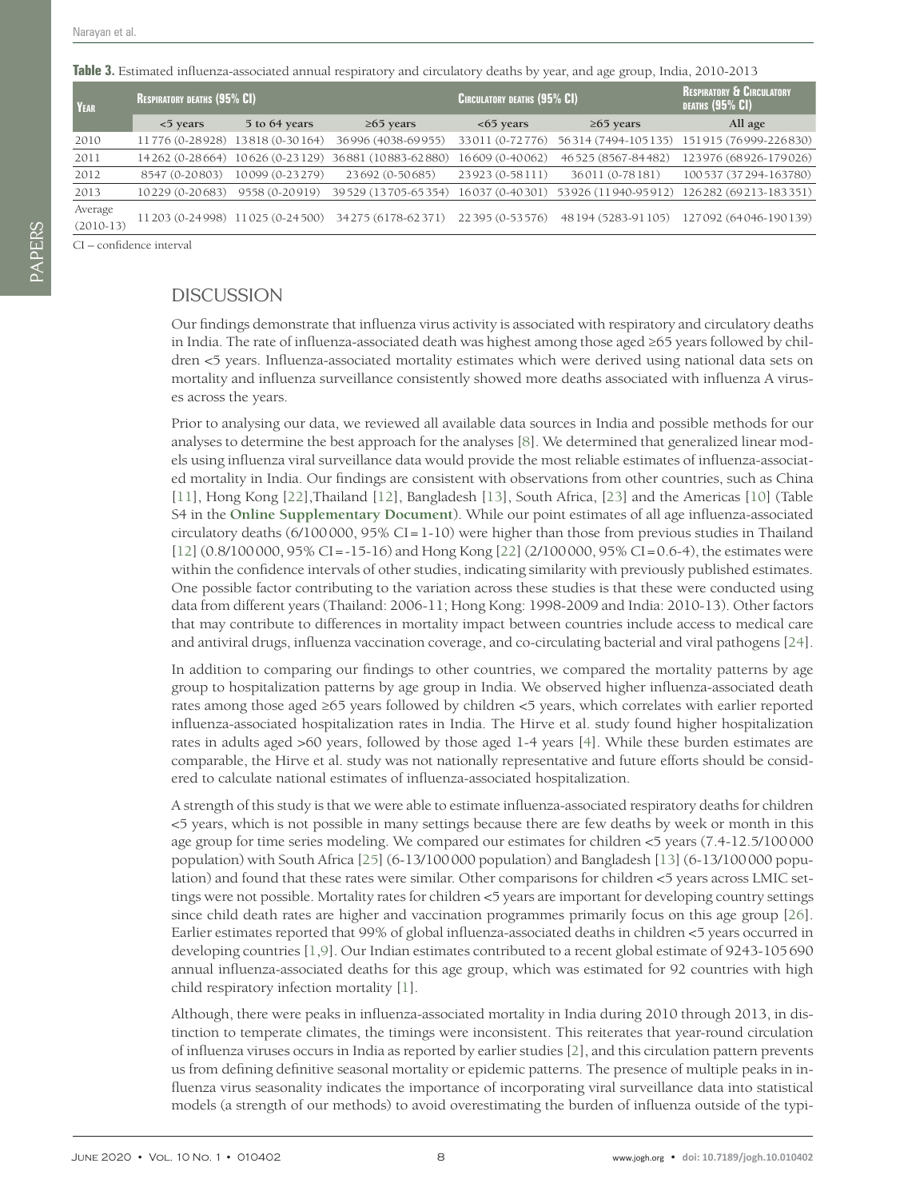**Table 3.** Estimated influenza-associated annual respiratory and circulatory deaths by year, and age group, India, 2010-2013

| Year | Respiratory deaths (95% CI) | | | Circulatory deaths (95% CI) | | Respiratory & Circulatory deaths (95% CI) |
|---|---|---|---|---|---|---|
| | <5 years | 5 to 64 years | ≥65 years | <65 years | ≥65 years | All age |
| 2010 | 11776 (0-28928) | 13818 (0-30164) | 36996 (4038-69955) | 33011 (0-72776) | 56314 (7494-105135) | 151915 (76999-226830) |
| 2011 | 14262 (0-28664) | 10626 (0-23129) | 36881 (10883-62880) | 16609 (0-40062) | 46525 (8567-84482) | 123976 (68926-179026) |
| 2012 | 8547 (0-20803) | 10099 (0-23279) | 23692 (0-50685) | 23923 (0-58111) | 36011 (0-78181) | 100537 (37294-163780) |
| 2013 | 10229 (0-20683) | 9558 (0-20919) | 39529 (13705-65354) | 16037 (0-40301) | 53926 (11940-95912) | 126282 (69213-183351) |
| Average (2010-13) | 11203 (0-24998) | 11025 (0-24500) | 34275 (6178-62371) | 22395 (0-53576) | 48194 (5283-91105) | 127092 (64046-190139) |

CI – confidence interval

## DISCUSSION

Our findings demonstrate that influenza virus activity is associated with respiratory and circulatory deaths in India. The rate of influenza-associated death was highest among those aged ≥65 years followed by children <5 years. Influenza-associated mortality estimates which were derived using national data sets on mortality and influenza surveillance consistently showed more deaths associated with influenza A viruses across the years.

Prior to analysing our data, we reviewed all available data sources in India and possible methods for our analyses to determine the best approach for the analyses [8]. We determined that generalized linear models using influenza viral surveillance data would provide the most reliable estimates of influenza-associated mortality in India. Our findings are consistent with observations from other countries, such as China [11], Hong Kong [22],Thailand [12], Bangladesh [13], South Africa, [23] and the Americas [10] (Table S4 in the **Online Supplementary Document**). While our point estimates of all age influenza-associated circulatory deaths (6/100000, 95% CI=1-10) were higher than those from previous studies in Thailand [12] (0.8/100000, 95% CI=-15-16) and Hong Kong [22] (2/100000, 95% CI=0.6-4), the estimates were within the confidence intervals of other studies, indicating similarity with previously published estimates. One possible factor contributing to the variation across these studies is that these were conducted using data from different years (Thailand: 2006-11; Hong Kong: 1998-2009 and India: 2010-13). Other factors that may contribute to differences in mortality impact between countries include access to medical care and antiviral drugs, influenza vaccination coverage, and co-circulating bacterial and viral pathogens [24].

In addition to comparing our findings to other countries, we compared the mortality patterns by age group to hospitalization patterns by age group in India. We observed higher influenza-associated death rates among those aged ≥65 years followed by children <5 years, which correlates with earlier reported influenza-associated hospitalization rates in India. The Hirve et al. study found higher hospitalization rates in adults aged >60 years, followed by those aged 1-4 years [4]. While these burden estimates are comparable, the Hirve et al. study was not nationally representative and future efforts should be considered to calculate national estimates of influenza-associated hospitalization.

A strength of this study is that we were able to estimate influenza-associated respiratory deaths for children <5 years, which is not possible in many settings because there are few deaths by week or month in this age group for time series modeling. We compared our estimates for children <5 years (7.4-12.5/100000 population) with South Africa [25] (6-13/100000 population) and Bangladesh [13] (6-13/100000 population) and found that these rates were similar. Other comparisons for children <5 years across LMIC settings were not possible. Mortality rates for children <5 years are important for developing country settings since child death rates are higher and vaccination programmes primarily focus on this age group [26]. Earlier estimates reported that 99% of global influenza-associated deaths in children <5 years occurred in developing countries [1,9]. Our Indian estimates contributed to a recent global estimate of 9243-105690 annual influenza-associated deaths for this age group, which was estimated for 92 countries with high child respiratory infection mortality [1].

Although, there were peaks in influenza-associated mortality in India during 2010 through 2013, in distinction to temperate climates, the timings were inconsistent. This reiterates that year-round circulation of influenza viruses occurs in India as reported by earlier studies [2], and this circulation pattern prevents us from defining definitive seasonal mortality or epidemic patterns. The presence of multiple peaks in influenza virus seasonality indicates the importance of incorporating viral surveillance data into statistical models (a strength of our methods) to avoid overestimating the burden of influenza outside of the typi-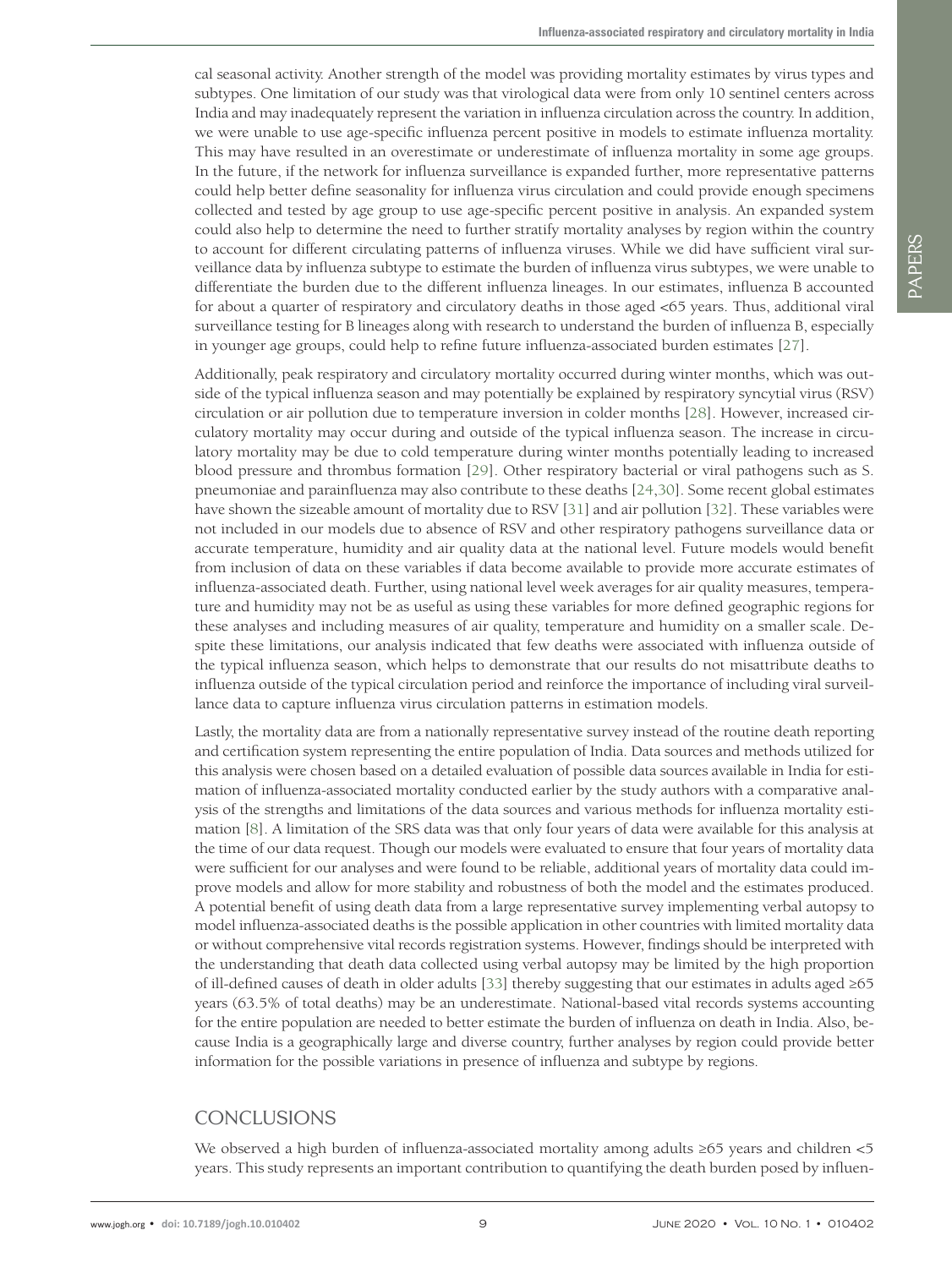cal seasonal activity. Another strength of the model was providing mortality estimates by virus types and subtypes. One limitation of our study was that virological data were from only 10 sentinel centers across India and may inadequately represent the variation in influenza circulation across the country. In addition, we were unable to use age-specific influenza percent positive in models to estimate influenza mortality. This may have resulted in an overestimate or underestimate of influenza mortality in some age groups. In the future, if the network for influenza surveillance is expanded further, more representative patterns could help better define seasonality for influenza virus circulation and could provide enough specimens collected and tested by age group to use age-specific percent positive in analysis. An expanded system could also help to determine the need to further stratify mortality analyses by region within the country to account for different circulating patterns of influenza viruses. While we did have sufficient viral surveillance data by influenza subtype to estimate the burden of influenza virus subtypes, we were unable to differentiate the burden due to the different influenza lineages. In our estimates, influenza B accounted for about a quarter of respiratory and circulatory deaths in those aged <65 years. Thus, additional viral surveillance testing for B lineages along with research to understand the burden of influenza B, especially in younger age groups, could help to refine future influenza-associated burden estimates [27].

Additionally, peak respiratory and circulatory mortality occurred during winter months, which was outside of the typical influenza season and may potentially be explained by respiratory syncytial virus (RSV) circulation or air pollution due to temperature inversion in colder months [28]. However, increased circulatory mortality may occur during and outside of the typical influenza season. The increase in circulatory mortality may be due to cold temperature during winter months potentially leading to increased blood pressure and thrombus formation [29]. Other respiratory bacterial or viral pathogens such as S. pneumoniae and parainfluenza may also contribute to these deaths [24,30]. Some recent global estimates have shown the sizeable amount of mortality due to RSV [31] and air pollution [32]. These variables were not included in our models due to absence of RSV and other respiratory pathogens surveillance data or accurate temperature, humidity and air quality data at the national level. Future models would benefit from inclusion of data on these variables if data become available to provide more accurate estimates of influenza-associated death. Further, using national level week averages for air quality measures, temperature and humidity may not be as useful as using these variables for more defined geographic regions for these analyses and including measures of air quality, temperature and humidity on a smaller scale. Despite these limitations, our analysis indicated that few deaths were associated with influenza outside of the typical influenza season, which helps to demonstrate that our results do not misattribute deaths to influenza outside of the typical circulation period and reinforce the importance of including viral surveillance data to capture influenza virus circulation patterns in estimation models.

Lastly, the mortality data are from a nationally representative survey instead of the routine death reporting and certification system representing the entire population of India. Data sources and methods utilized for this analysis were chosen based on a detailed evaluation of possible data sources available in India for estimation of influenza-associated mortality conducted earlier by the study authors with a comparative analysis of the strengths and limitations of the data sources and various methods for influenza mortality estimation [8]. A limitation of the SRS data was that only four years of data were available for this analysis at the time of our data request. Though our models were evaluated to ensure that four years of mortality data were sufficient for our analyses and were found to be reliable, additional years of mortality data could improve models and allow for more stability and robustness of both the model and the estimates produced. A potential benefit of using death data from a large representative survey implementing verbal autopsy to model influenza-associated deaths is the possible application in other countries with limited mortality data or without comprehensive vital records registration systems. However, findings should be interpreted with the understanding that death data collected using verbal autopsy may be limited by the high proportion of ill-defined causes of death in older adults [33] thereby suggesting that our estimates in adults aged ≥65 years (63.5% of total deaths) may be an underestimate. National-based vital records systems accounting for the entire population are needed to better estimate the burden of influenza on death in India. Also, because India is a geographically large and diverse country, further analyses by region could provide better information for the possible variations in presence of influenza and subtype by regions.

## CONCLUSIONS

We observed a high burden of influenza-associated mortality among adults ≥65 years and children <5 years. This study represents an important contribution to quantifying the death burden posed by influen-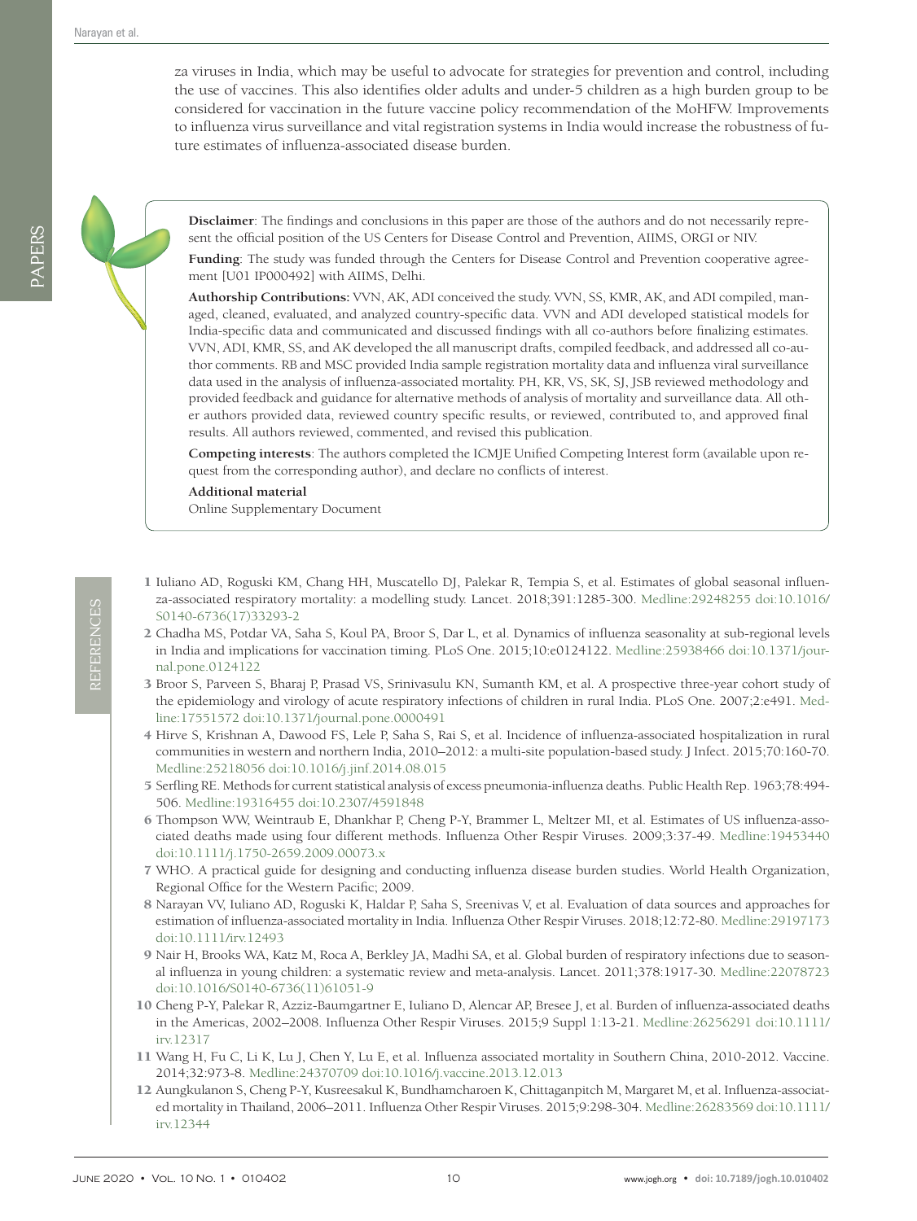za viruses in India, which may be useful to advocate for strategies for prevention and control, including the use of vaccines. This also identifies older adults and under-5 children as a high burden group to be considered for vaccination in the future vaccine policy recommendation of the MoHFW. Improvements to influenza virus surveillance and vital registration systems in India would increase the robustness of future estimates of influenza-associated disease burden.

**Disclaimer**: The findings and conclusions in this paper are those of the authors and do not necessarily represent the official position of the US Centers for Disease Control and Prevention, AIIMS, ORGI or NIV.

**Funding**: The study was funded through the Centers for Disease Control and Prevention cooperative agreement [U01 IP000492] with AIIMS, Delhi.

**Authorship Contributions:** VVN, AK, ADI conceived the study. VVN, SS, KMR, AK, and ADI compiled, managed, cleaned, evaluated, and analyzed country-specific data. VVN and ADI developed statistical models for India-specific data and communicated and discussed findings with all co-authors before finalizing estimates. VVN, ADI, KMR, SS, and AK developed the all manuscript drafts, compiled feedback, and addressed all co-author comments. RB and MSC provided India sample registration mortality data and influenza viral surveillance data used in the analysis of influenza-associated mortality. PH, KR, VS, SK, SJ, JSB reviewed methodology and provided feedback and guidance for alternative methods of analysis of mortality and surveillance data. All other authors provided data, reviewed country specific results, or reviewed, contributed to, and approved final results. All authors reviewed, commented, and revised this publication.

**Competing interests**: The authors completed the ICMJE Unified Competing Interest form (available upon request from the corresponding author), and declare no conflicts of interest.

**Additional material**

Online Supplementary Document

## References

1 Iuliano AD, Roguski KM, Chang HH, Muscatello DJ, Palekar R, Tempia S, et al. Estimates of global seasonal influenza-associated respiratory mortality: a modelling study. Lancet. 2018;391:1285-300. Medline:29248255 doi:10.1016/S0140-6736(17)33293-2

2 Chadha MS, Potdar VA, Saha S, Koul PA, Broor S, Dar L, et al. Dynamics of influenza seasonality at sub-regional levels in India and implications for vaccination timing. PLoS One. 2015;10:e0124122. Medline:25938466 doi:10.1371/journal.pone.0124122

3 Broor S, Parveen S, Bharaj P, Prasad VS, Srinivasulu KN, Sumanth KM, et al. A prospective three-year cohort study of the epidemiology and virology of acute respiratory infections of children in rural India. PLoS One. 2007;2:e491. Medline:17551572 doi:10.1371/journal.pone.0000491

4 Hirve S, Krishnan A, Dawood FS, Lele P, Saha S, Rai S, et al. Incidence of influenza-associated hospitalization in rural communities in western and northern India, 2010–2012: a multi-site population-based study. J Infect. 2015;70:160-70. Medline:25218056 doi:10.1016/j.jinf.2014.08.015

5 Serfling RE. Methods for current statistical analysis of excess pneumonia-influenza deaths. Public Health Rep. 1963;78:494-506. Medline:19316455 doi:10.2307/4591848

6 Thompson WW, Weintraub E, Dhankhar P, Cheng P-Y, Brammer L, Meltzer MI, et al. Estimates of US influenza-associated deaths made using four different methods. Influenza Other Respir Viruses. 2009;3:37-49. Medline:19453440 doi:10.1111/j.1750-2659.2009.00073.x

7 WHO. A practical guide for designing and conducting influenza disease burden studies. World Health Organization, Regional Office for the Western Pacific; 2009.

8 Narayan VV, Iuliano AD, Roguski K, Haldar P, Saha S, Sreenivas V, et al. Evaluation of data sources and approaches for estimation of influenza-associated mortality in India. Influenza Other Respir Viruses. 2018;12:72-80. Medline:29197173 doi:10.1111/irv.12493

9 Nair H, Brooks WA, Katz M, Roca A, Berkley JA, Madhi SA, et al. Global burden of respiratory infections due to seasonal influenza in young children: a systematic review and meta-analysis. Lancet. 2011;378:1917-30. Medline:22078723 doi:10.1016/S0140-6736(11)61051-9

10 Cheng P-Y, Palekar R, Azziz-Baumgartner E, Iuliano D, Alencar AP, Bresee J, et al. Burden of influenza-associated deaths in the Americas, 2002–2008. Influenza Other Respir Viruses. 2015;9 Suppl 1:13-21. Medline:26256291 doi:10.1111/irv.12317

11 Wang H, Fu C, Li K, Lu J, Chen Y, Lu E, et al. Influenza associated mortality in Southern China, 2010-2012. Vaccine. 2014;32:973-8. Medline:24370709 doi:10.1016/j.vaccine.2013.12.013

12 Aungkulanon S, Cheng P-Y, Kusreesakul K, Bundhamcharoen K, Chittaganpitch M, Margaret M, et al. Influenza-associated mortality in Thailand, 2006–2011. Influenza Other Respir Viruses. 2015;9:298-304. Medline:26283569 doi:10.1111/irv.12344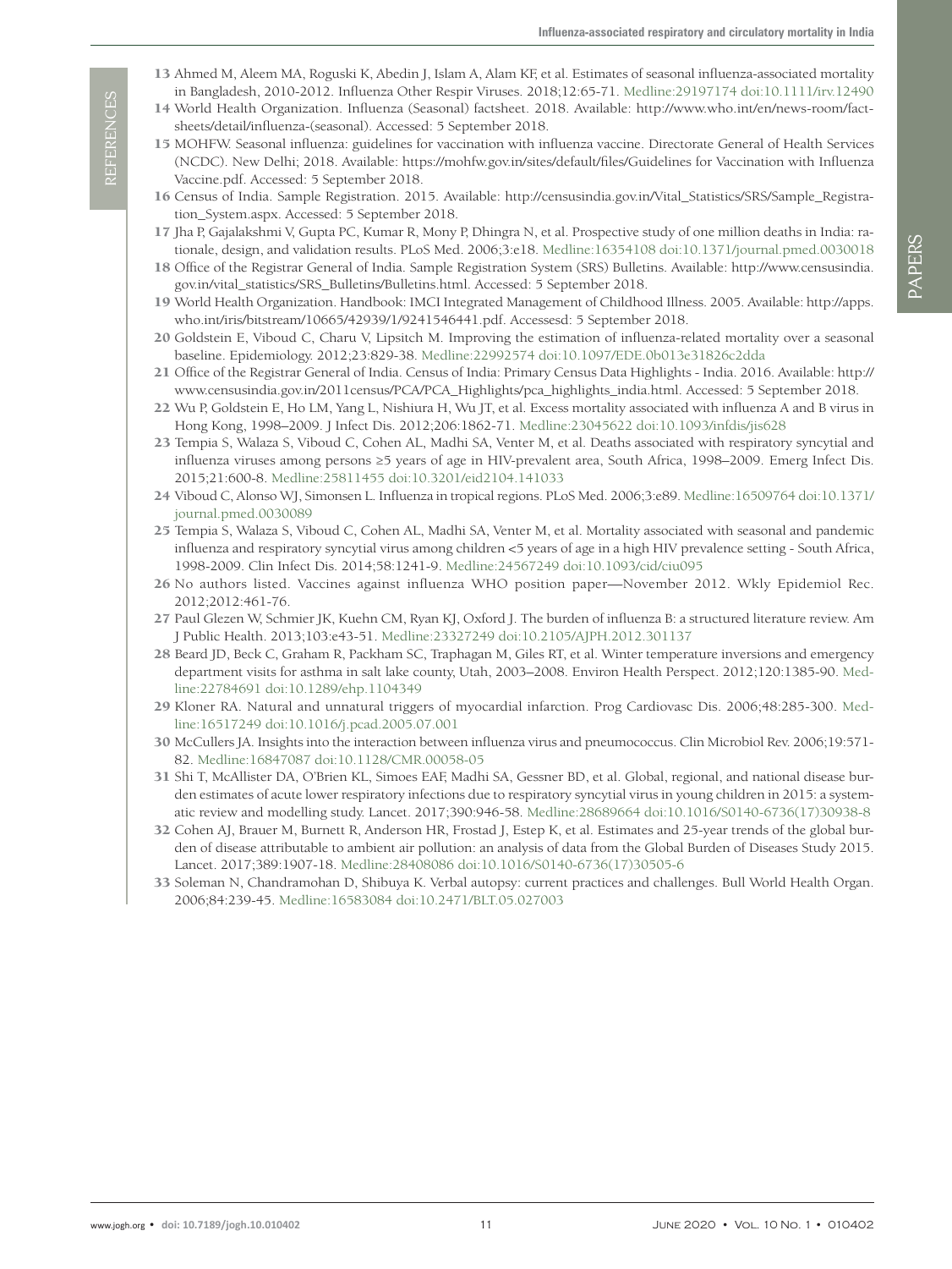13 Ahmed M, Aleem MA, Roguski K, Abedin J, Islam A, Alam KF, et al. Estimates of seasonal influenza-associated mortality in Bangladesh, 2010-2012. Influenza Other Respir Viruses. 2018;12:65-71. Medline:29197174 doi:10.1111/irv.12490

14 World Health Organization. Influenza (Seasonal) factsheet. 2018. Available: http://www.who.int/en/news-room/fact-sheets/detail/influenza-(seasonal). Accessed: 5 September 2018.

15 MOHFW. Seasonal influenza: guidelines for vaccination with influenza vaccine. Directorate General of Health Services (NCDC). New Delhi; 2018. Available: https://mohfw.gov.in/sites/default/files/Guidelines for Vaccination with Influenza Vaccine.pdf. Accessed: 5 September 2018.

16 Census of India. Sample Registration. 2015. Available: http://censusindia.gov.in/Vital_Statistics/SRS/Sample_Registration_System.aspx. Accessed: 5 September 2018.

17 Jha P, Gajalakshmi V, Gupta PC, Kumar R, Mony P, Dhingra N, et al. Prospective study of one million deaths in India: rationale, design, and validation results. PLoS Med. 2006;3:e18. Medline:16354108 doi:10.1371/journal.pmed.0030018

18 Office of the Registrar General of India. Sample Registration System (SRS) Bulletins. Available: http://www.censusindia.gov.in/vital_statistics/SRS_Bulletins/Bulletins.html. Accessed: 5 September 2018.

19 World Health Organization. Handbook: IMCI Integrated Management of Childhood Illness. 2005. Available: http://apps.who.int/iris/bitstream/10665/42939/1/9241546441.pdf. Accessesd: 5 September 2018.

20 Goldstein E, Viboud C, Charu V, Lipsitch M. Improving the estimation of influenza-related mortality over a seasonal baseline. Epidemiology. 2012;23:829-38. Medline:22992574 doi:10.1097/EDE.0b013e31826c2dda

21 Office of the Registrar General of India. Census of India: Primary Census Data Highlights - India. 2016. Available: http://www.censusindia.gov.in/2011census/PCA/PCA_Highlights/pca_highlights_india.html. Accessed: 5 September 2018.

22 Wu P, Goldstein E, Ho LM, Yang L, Nishiura H, Wu JT, et al. Excess mortality associated with influenza A and B virus in Hong Kong, 1998–2009. J Infect Dis. 2012;206:1862-71. Medline:23045622 doi:10.1093/infdis/jis628

23 Tempia S, Walaza S, Viboud C, Cohen AL, Madhi SA, Venter M, et al. Deaths associated with respiratory syncytial and influenza viruses among persons ≥5 years of age in HIV-prevalent area, South Africa, 1998–2009. Emerg Infect Dis. 2015;21:600-8. Medline:25811455 doi:10.3201/eid2104.141033

24 Viboud C, Alonso WJ, Simonsen L. Influenza in tropical regions. PLoS Med. 2006;3:e89. Medline:16509764 doi:10.1371/journal.pmed.0030089

25 Tempia S, Walaza S, Viboud C, Cohen AL, Madhi SA, Venter M, et al. Mortality associated with seasonal and pandemic influenza and respiratory syncytial virus among children <5 years of age in a high HIV prevalence setting - South Africa, 1998-2009. Clin Infect Dis. 2014;58:1241-9. Medline:24567249 doi:10.1093/cid/ciu095

26 No authors listed. Vaccines against influenza WHO position paper—November 2012. Wkly Epidemiol Rec. 2012;2012:461-76.

27 Paul Glezen W, Schmier JK, Kuehn CM, Ryan KJ, Oxford J. The burden of influenza B: a structured literature review. Am J Public Health. 2013;103:e43-51. Medline:23327249 doi:10.2105/AJPH.2012.301137

28 Beard JD, Beck C, Graham R, Packham SC, Traphagan M, Giles RT, et al. Winter temperature inversions and emergency department visits for asthma in salt lake county, Utah, 2003–2008. Environ Health Perspect. 2012;120:1385-90. Medline:22784691 doi:10.1289/ehp.1104349

29 Kloner RA. Natural and unnatural triggers of myocardial infarction. Prog Cardiovasc Dis. 2006;48:285-300. Medline:16517249 doi:10.1016/j.pcad.2005.07.001

30 McCullers JA. Insights into the interaction between influenza virus and pneumococcus. Clin Microbiol Rev. 2006;19:571-82. Medline:16847087 doi:10.1128/CMR.00058-05

31 Shi T, McAllister DA, O'Brien KL, Simoes EAF, Madhi SA, Gessner BD, et al. Global, regional, and national disease burden estimates of acute lower respiratory infections due to respiratory syncytial virus in young children in 2015: a systematic review and modelling study. Lancet. 2017;390:946-58. Medline:28689664 doi:10.1016/S0140-6736(17)30938-8

32 Cohen AJ, Brauer M, Burnett R, Anderson HR, Frostad J, Estep K, et al. Estimates and 25-year trends of the global burden of disease attributable to ambient air pollution: an analysis of data from the Global Burden of Diseases Study 2015. Lancet. 2017;389:1907-18. Medline:28408086 doi:10.1016/S0140-6736(17)30505-6

33 Soleman N, Chandramohan D, Shibuya K. Verbal autopsy: current practices and challenges. Bull World Health Organ. 2006;84:239-45. Medline:16583084 doi:10.2471/BLT.05.027003